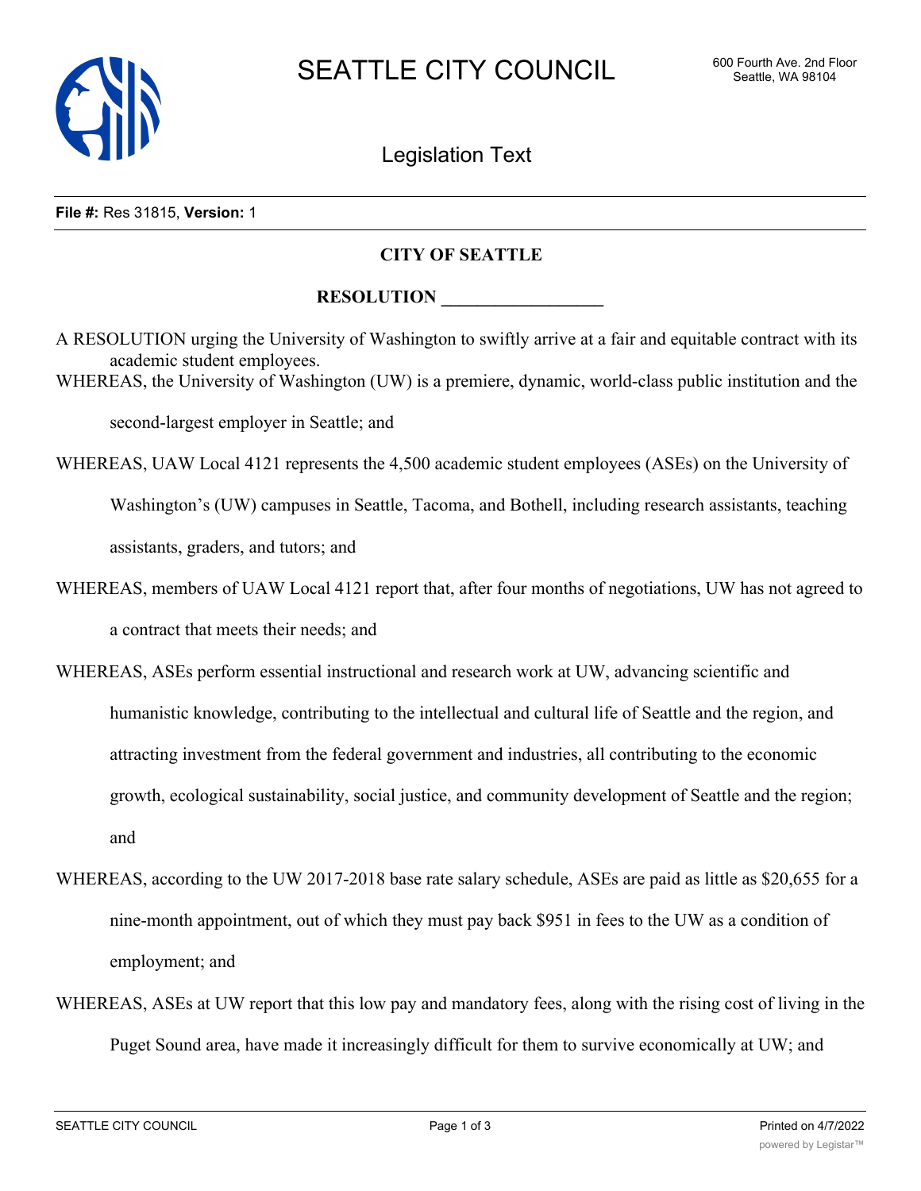# SEATTLE CITY COUNCIL

600 Fourth Ave. 2nd Floor
Seattle, WA 98104

## Legislation Text

**File #:** Res 31815, **Version:** 1

**CITY OF SEATTLE**

**RESOLUTION __________________**

A RESOLUTION urging the University of Washington to swiftly arrive at a fair and equitable contract with its academic student employees.

WHEREAS, the University of Washington (UW) is a premiere, dynamic, world-class public institution and the second-largest employer in Seattle; and

WHEREAS, UAW Local 4121 represents the 4,500 academic student employees (ASEs) on the University of Washington's (UW) campuses in Seattle, Tacoma, and Bothell, including research assistants, teaching assistants, graders, and tutors; and

WHEREAS, members of UAW Local 4121 report that, after four months of negotiations, UW has not agreed to a contract that meets their needs; and

WHEREAS, ASEs perform essential instructional and research work at UW, advancing scientific and humanistic knowledge, contributing to the intellectual and cultural life of Seattle and the region, and attracting investment from the federal government and industries, all contributing to the economic growth, ecological sustainability, social justice, and community development of Seattle and the region; and

WHEREAS, according to the UW 2017-2018 base rate salary schedule, ASEs are paid as little as $20,655 for a nine-month appointment, out of which they must pay back $951 in fees to the UW as a condition of employment; and

WHEREAS, ASEs at UW report that this low pay and mandatory fees, along with the rising cost of living in the Puget Sound area, have made it increasingly difficult for them to survive economically at UW; and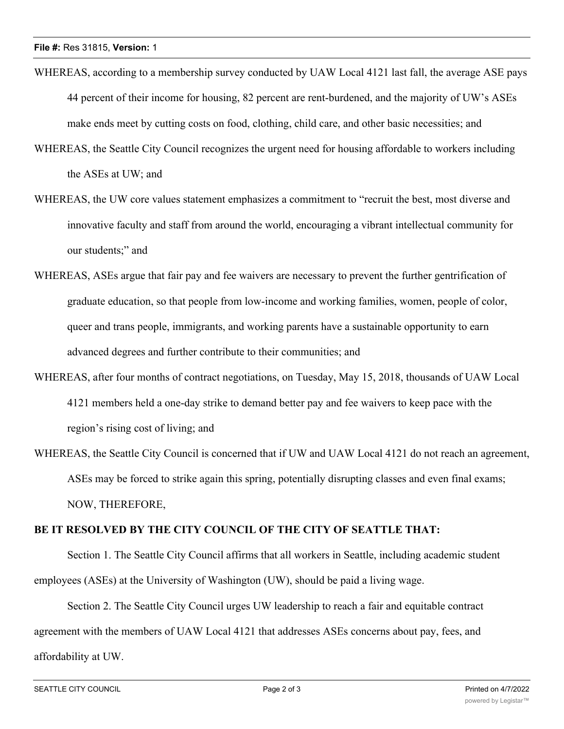WHEREAS, according to a membership survey conducted by UAW Local 4121 last fall, the average ASE pays 44 percent of their income for housing, 82 percent are rent-burdened, and the majority of UW's ASEs make ends meet by cutting costs on food, clothing, child care, and other basic necessities; and

WHEREAS, the Seattle City Council recognizes the urgent need for housing affordable to workers including the ASEs at UW; and

WHEREAS, the UW core values statement emphasizes a commitment to "recruit the best, most diverse and innovative faculty and staff from around the world, encouraging a vibrant intellectual community for our students;" and

WHEREAS, ASEs argue that fair pay and fee waivers are necessary to prevent the further gentrification of graduate education, so that people from low-income and working families, women, people of color, queer and trans people, immigrants, and working parents have a sustainable opportunity to earn advanced degrees and further contribute to their communities; and

WHEREAS, after four months of contract negotiations, on Tuesday, May 15, 2018, thousands of UAW Local 4121 members held a one-day strike to demand better pay and fee waivers to keep pace with the region's rising cost of living; and

WHEREAS, the Seattle City Council is concerned that if UW and UAW Local 4121 do not reach an agreement, ASEs may be forced to strike again this spring, potentially disrupting classes and even final exams; NOW, THEREFORE,

**BE IT RESOLVED BY THE CITY COUNCIL OF THE CITY OF SEATTLE THAT:**

Section 1. The Seattle City Council affirms that all workers in Seattle, including academic student employees (ASEs) at the University of Washington (UW), should be paid a living wage.

Section 2. The Seattle City Council urges UW leadership to reach a fair and equitable contract agreement with the members of UAW Local 4121 that addresses ASEs concerns about pay, fees, and affordability at UW.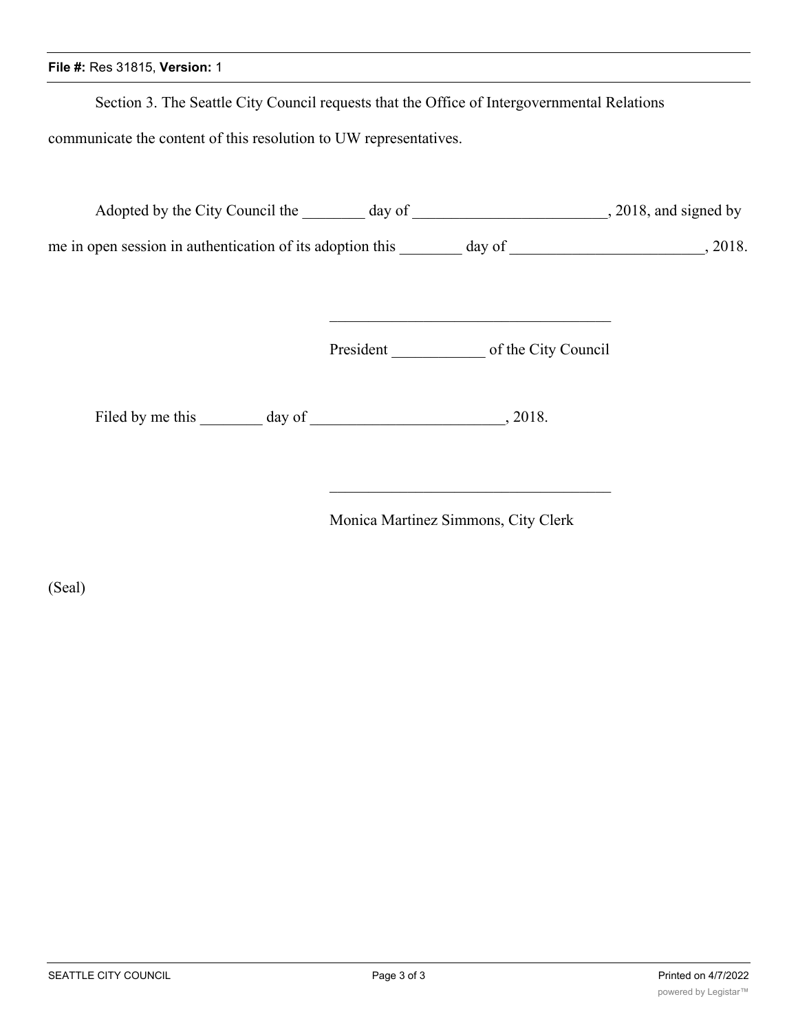Section 3. The Seattle City Council requests that the Office of Intergovernmental Relations communicate the content of this resolution to UW representatives.

Adopted by the City Council the ________ day of _________________________, 2018, and signed by me in open session in authentication of its adoption this ________ day of _________________________, 2018.

_____________________________________

President ____________ of the City Council

Filed by me this ________ day of _________________________, 2018.

_____________________________________

Monica Martinez Simmons, City Clerk

(Seal)